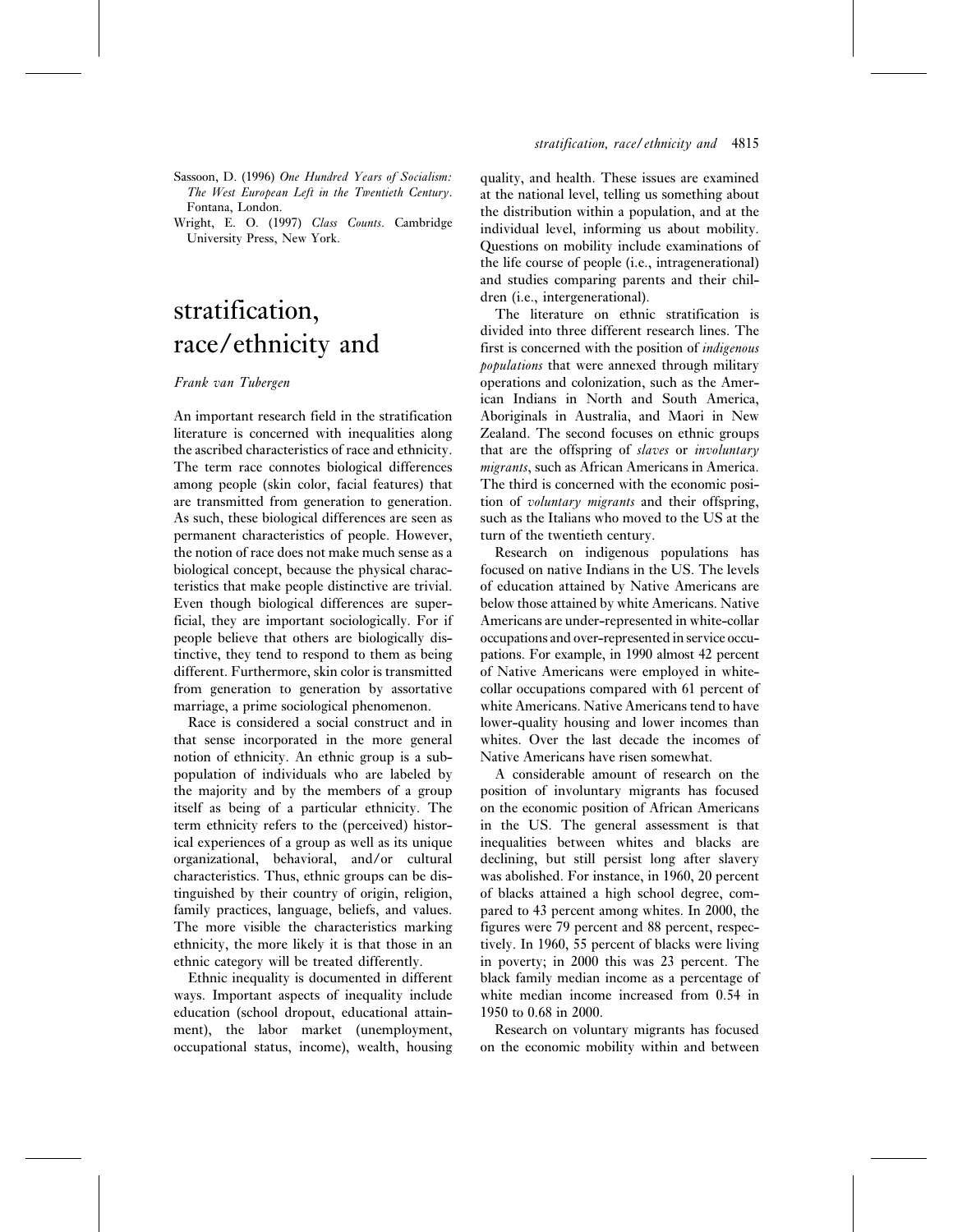Sassoon, D. (1996) *One Hundred Years of Socialism: The West European Left in the Twentieth Century*. Fontana, London.

Wright, E. O. (1997) *Class Counts*. Cambridge University Press, New York.

# stratification, race/ethnicity and

*Frank van Tubergen*

An important research field in the stratification literature is concerned with inequalities along the ascribed characteristics of race and ethnicity. The term race connotes biological differences among people (skin color, facial features) that are transmitted from generation to generation. As such, these biological differences are seen as permanent characteristics of people. However, the notion of race does not make much sense as a biological concept, because the physical characteristics that make people distinctive are trivial. Even though biological differences are superficial, they are important sociologically. For if people believe that others are biologically distinctive, they tend to respond to them as being different. Furthermore, skin color is transmitted from generation to generation by assortative marriage, a prime sociological phenomenon.

Race is considered a social construct and in that sense incorporated in the more general notion of ethnicity. An ethnic group is a subpopulation of individuals who are labeled by the majority and by the members of a group itself as being of a particular ethnicity. The term ethnicity refers to the (perceived) historical experiences of a group as well as its unique organizational, behavioral, and/or cultural characteristics. Thus, ethnic groups can be distinguished by their country of origin, religion, family practices, language, beliefs, and values. The more visible the characteristics marking ethnicity, the more likely it is that those in an ethnic category will be treated differently.

Ethnic inequality is documented in different ways. Important aspects of inequality include education (school dropout, educational attainment), the labor market (unemployment, occupational status, income), wealth, housing quality, and health. These issues are examined at the national level, telling us something about the distribution within a population, and at the individual level, informing us about mobility. Questions on mobility include examinations of the life course of people (i.e., intragenerational) and studies comparing parents and their children (i.e., intergenerational).

The literature on ethnic stratification is divided into three different research lines. The first is concerned with the position of *indigenous populations* that were annexed through military operations and colonization, such as the American Indians in North and South America, Aboriginals in Australia, and Maori in New Zealand. The second focuses on ethnic groups that are the offspring of *slaves* or *involuntary migrants*, such as African Americans in America. The third is concerned with the economic position of *voluntary migrants* and their offspring, such as the Italians who moved to the US at the turn of the twentieth century.

Research on indigenous populations has focused on native Indians in the US. The levels of education attained by Native Americans are below those attained by white Americans. Native Americans are under-represented in white-collar occupations and over-represented in service occupations. For example, in 1990 almost 42 percent of Native Americans were employed in white-collar occupations compared with 61 percent of white Americans. Native Americans tend to have lower-quality housing and lower incomes than whites. Over the last decade the incomes of Native Americans have risen somewhat.

A considerable amount of research on the position of involuntary migrants has focused on the economic position of African Americans in the US. The general assessment is that inequalities between whites and blacks are declining, but still persist long after slavery was abolished. For instance, in 1960, 20 percent of blacks attained a high school degree, compared to 43 percent among whites. In 2000, the figures were 79 percent and 88 percent, respectively. In 1960, 55 percent of blacks were living in poverty; in 2000 this was 23 percent. The black family median income as a percentage of white median income increased from 0.54 in 1950 to 0.68 in 2000.

Research on voluntary migrants has focused on the economic mobility within and between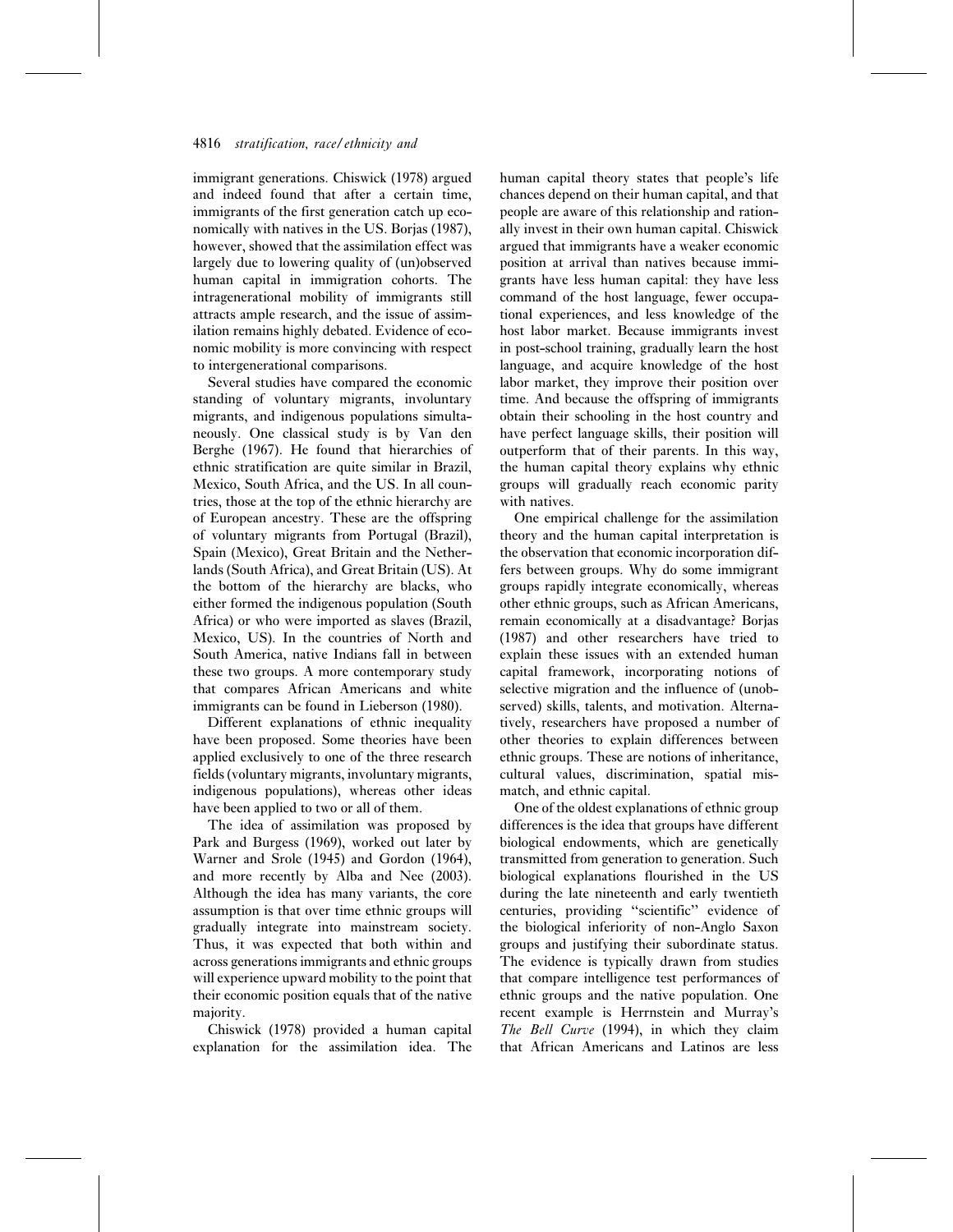immigrant generations. Chiswick (1978) argued and indeed found that after a certain time, immigrants of the first generation catch up economically with natives in the US. Borjas (1987), however, showed that the assimilation effect was largely due to lowering quality of (un)observed human capital in immigration cohorts. The intragenerational mobility of immigrants still attracts ample research, and the issue of assimilation remains highly debated. Evidence of economic mobility is more convincing with respect to intergenerational comparisons.

Several studies have compared the economic standing of voluntary migrants, involuntary migrants, and indigenous populations simultaneously. One classical study is by Van den Berghe (1967). He found that hierarchies of ethnic stratification are quite similar in Brazil, Mexico, South Africa, and the US. In all countries, those at the top of the ethnic hierarchy are of European ancestry. These are the offspring of voluntary migrants from Portugal (Brazil), Spain (Mexico), Great Britain and the Netherlands (South Africa), and Great Britain (US). At the bottom of the hierarchy are blacks, who either formed the indigenous population (South Africa) or who were imported as slaves (Brazil, Mexico, US). In the countries of North and South America, native Indians fall in between these two groups. A more contemporary study that compares African Americans and white immigrants can be found in Lieberson (1980).

Different explanations of ethnic inequality have been proposed. Some theories have been applied exclusively to one of the three research fields (voluntary migrants, involuntary migrants, indigenous populations), whereas other ideas have been applied to two or all of them.

The idea of assimilation was proposed by Park and Burgess (1969), worked out later by Warner and Srole (1945) and Gordon (1964), and more recently by Alba and Nee (2003). Although the idea has many variants, the core assumption is that over time ethnic groups will gradually integrate into mainstream society. Thus, it was expected that both within and across generations immigrants and ethnic groups will experience upward mobility to the point that their economic position equals that of the native majority.

Chiswick (1978) provided a human capital explanation for the assimilation idea. The human capital theory states that people's life chances depend on their human capital, and that people are aware of this relationship and rationally invest in their own human capital. Chiswick argued that immigrants have a weaker economic position at arrival than natives because immigrants have less human capital: they have less command of the host language, fewer occupational experiences, and less knowledge of the host labor market. Because immigrants invest in post-school training, gradually learn the host language, and acquire knowledge of the host labor market, they improve their position over time. And because the offspring of immigrants obtain their schooling in the host country and have perfect language skills, their position will outperform that of their parents. In this way, the human capital theory explains why ethnic groups will gradually reach economic parity with natives.

One empirical challenge for the assimilation theory and the human capital interpretation is the observation that economic incorporation differs between groups. Why do some immigrant groups rapidly integrate economically, whereas other ethnic groups, such as African Americans, remain economically at a disadvantage? Borjas (1987) and other researchers have tried to explain these issues with an extended human capital framework, incorporating notions of selective migration and the influence of (unobserved) skills, talents, and motivation. Alternatively, researchers have proposed a number of other theories to explain differences between ethnic groups. These are notions of inheritance, cultural values, discrimination, spatial mismatch, and ethnic capital.

One of the oldest explanations of ethnic group differences is the idea that groups have different biological endowments, which are genetically transmitted from generation to generation. Such biological explanations flourished in the US during the late nineteenth and early twentieth centuries, providing "scientific" evidence of the biological inferiority of non-Anglo Saxon groups and justifying their subordinate status. The evidence is typically drawn from studies that compare intelligence test performances of ethnic groups and the native population. One recent example is Herrnstein and Murray's *The Bell Curve* (1994), in which they claim that African Americans and Latinos are less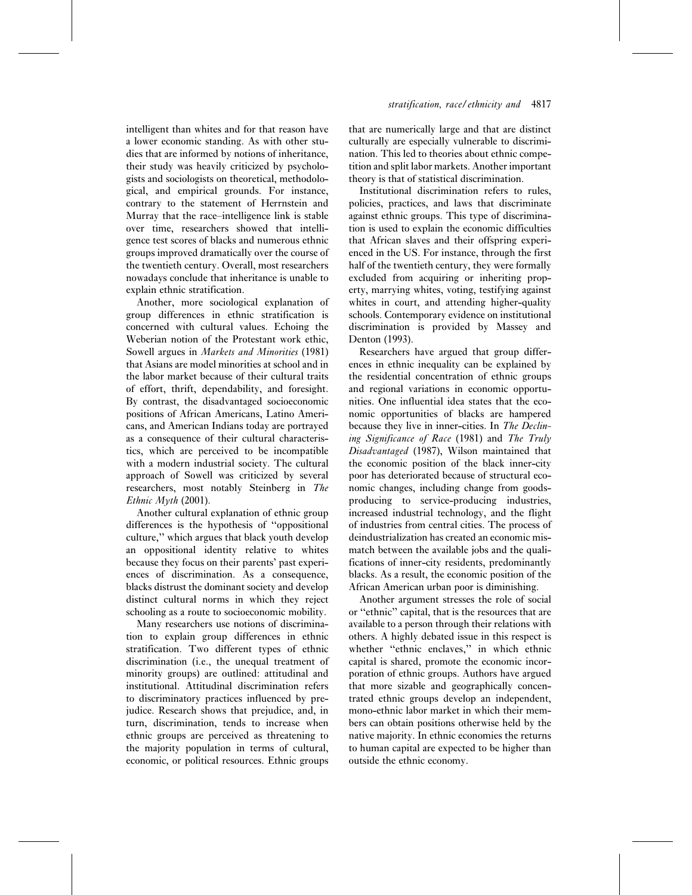intelligent than whites and for that reason have a lower economic standing. As with other studies that are informed by notions of inheritance, their study was heavily criticized by psychologists and sociologists on theoretical, methodological, and empirical grounds. For instance, contrary to the statement of Herrnstein and Murray that the race–intelligence link is stable over time, researchers showed that intelligence test scores of blacks and numerous ethnic groups improved dramatically over the course of the twentieth century. Overall, most researchers nowadays conclude that inheritance is unable to explain ethnic stratification.

Another, more sociological explanation of group differences in ethnic stratification is concerned with cultural values. Echoing the Weberian notion of the Protestant work ethic, Sowell argues in *Markets and Minorities* (1981) that Asians are model minorities at school and in the labor market because of their cultural traits of effort, thrift, dependability, and foresight. By contrast, the disadvantaged socioeconomic positions of African Americans, Latino Americans, and American Indians today are portrayed as a consequence of their cultural characteristics, which are perceived to be incompatible with a modern industrial society. The cultural approach of Sowell was criticized by several researchers, most notably Steinberg in *The Ethnic Myth* (2001).

Another cultural explanation of ethnic group differences is the hypothesis of "oppositional culture," which argues that black youth develop an oppositional identity relative to whites because they focus on their parents' past experiences of discrimination. As a consequence, blacks distrust the dominant society and develop distinct cultural norms in which they reject schooling as a route to socioeconomic mobility.

Many researchers use notions of discrimination to explain group differences in ethnic stratification. Two different types of ethnic discrimination (i.e., the unequal treatment of minority groups) are outlined: attitudinal and institutional. Attitudinal discrimination refers to discriminatory practices influenced by prejudice. Research shows that prejudice, and, in turn, discrimination, tends to increase when ethnic groups are perceived as threatening to the majority population in terms of cultural, economic, or political resources. Ethnic groups that are numerically large and that are distinct culturally are especially vulnerable to discrimination. This led to theories about ethnic competition and split labor markets. Another important theory is that of statistical discrimination.

Institutional discrimination refers to rules, policies, practices, and laws that discriminate against ethnic groups. This type of discrimination is used to explain the economic difficulties that African slaves and their offspring experienced in the US. For instance, through the first half of the twentieth century, they were formally excluded from acquiring or inheriting property, marrying whites, voting, testifying against whites in court, and attending higher-quality schools. Contemporary evidence on institutional discrimination is provided by Massey and Denton (1993).

Researchers have argued that group differences in ethnic inequality can be explained by the residential concentration of ethnic groups and regional variations in economic opportunities. One influential idea states that the economic opportunities of blacks are hampered because they live in inner-cities. In *The Declining Significance of Race* (1981) and *The Truly Disadvantaged* (1987), Wilson maintained that the economic position of the black inner-city poor has deteriorated because of structural economic changes, including change from goods-producing to service-producing industries, increased industrial technology, and the flight of industries from central cities. The process of deindustrialization has created an economic mismatch between the available jobs and the qualifications of inner-city residents, predominantly blacks. As a result, the economic position of the African American urban poor is diminishing.

Another argument stresses the role of social or "ethnic" capital, that is the resources that are available to a person through their relations with others. A highly debated issue in this respect is whether "ethnic enclaves," in which ethnic capital is shared, promote the economic incorporation of ethnic groups. Authors have argued that more sizable and geographically concentrated ethnic groups develop an independent, mono-ethnic labor market in which their members can obtain positions otherwise held by the native majority. In ethnic economies the returns to human capital are expected to be higher than outside the ethnic economy.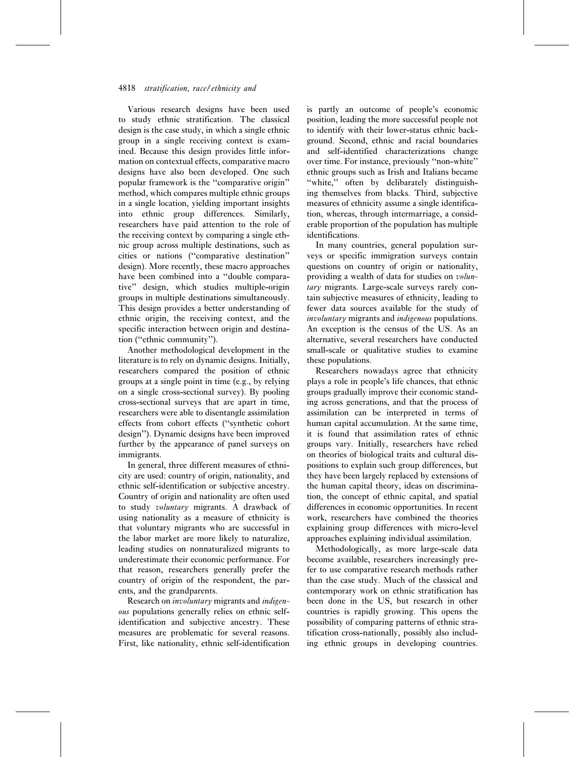Various research designs have been used to study ethnic stratification. The classical design is the case study, in which a single ethnic group in a single receiving context is examined. Because this design provides little information on contextual effects, comparative macro designs have also been developed. One such popular framework is the "comparative origin" method, which compares multiple ethnic groups in a single location, yielding important insights into ethnic group differences. Similarly, researchers have paid attention to the role of the receiving context by comparing a single ethnic group across multiple destinations, such as cities or nations ("comparative destination" design). More recently, these macro approaches have been combined into a "double comparative" design, which studies multiple-origin groups in multiple destinations simultaneously. This design provides a better understanding of ethnic origin, the receiving context, and the specific interaction between origin and destination ("ethnic community").

Another methodological development in the literature is to rely on dynamic designs. Initially, researchers compared the position of ethnic groups at a single point in time (e.g., by relying on a single cross-sectional survey). By pooling cross-sectional surveys that are apart in time, researchers were able to disentangle assimilation effects from cohort effects ("synthetic cohort design"). Dynamic designs have been improved further by the appearance of panel surveys on immigrants.

In general, three different measures of ethnicity are used: country of origin, nationality, and ethnic self-identification or subjective ancestry. Country of origin and nationality are often used to study *voluntary* migrants. A drawback of using nationality as a measure of ethnicity is that voluntary migrants who are successful in the labor market are more likely to naturalize, leading studies on nonnaturalized migrants to underestimate their economic performance. For that reason, researchers generally prefer the country of origin of the respondent, the parents, and the grandparents.

Research on *involuntary* migrants and *indigenous* populations generally relies on ethnic self-identification and subjective ancestry. These measures are problematic for several reasons. First, like nationality, ethnic self-identification is partly an outcome of people's economic position, leading the more successful people not to identify with their lower-status ethnic background. Second, ethnic and racial boundaries and self-identified characterizations change over time. For instance, previously "non-white" ethnic groups such as Irish and Italians became "white," often by deliberately distinguishing themselves from blacks. Third, subjective measures of ethnicity assume a single identification, whereas, through intermarriage, a considerable proportion of the population has multiple identifications.

In many countries, general population surveys or specific immigration surveys contain questions on country of origin or nationality, providing a wealth of data for studies on *voluntary* migrants. Large-scale surveys rarely contain subjective measures of ethnicity, leading to fewer data sources available for the study of *involuntary* migrants and *indigenous* populations. An exception is the census of the US. As an alternative, several researchers have conducted small-scale or qualitative studies to examine these populations.

Researchers nowadays agree that ethnicity plays a role in people's life chances, that ethnic groups gradually improve their economic standing across generations, and that the process of assimilation can be interpreted in terms of human capital accumulation. At the same time, it is found that assimilation rates of ethnic groups vary. Initially, researchers have relied on theories of biological traits and cultural dispositions to explain such group differences, but they have been largely replaced by extensions of the human capital theory, ideas on discrimination, the concept of ethnic capital, and spatial differences in economic opportunities. In recent work, researchers have combined the theories explaining group differences with micro-level approaches explaining individual assimilation.

Methodologically, as more large-scale data become available, researchers increasingly prefer to use comparative research methods rather than the case study. Much of the classical and contemporary work on ethnic stratification has been done in the US, but research in other countries is rapidly growing. This opens the possibility of comparing patterns of ethnic stratification cross-nationally, possibly also including ethnic groups in developing countries.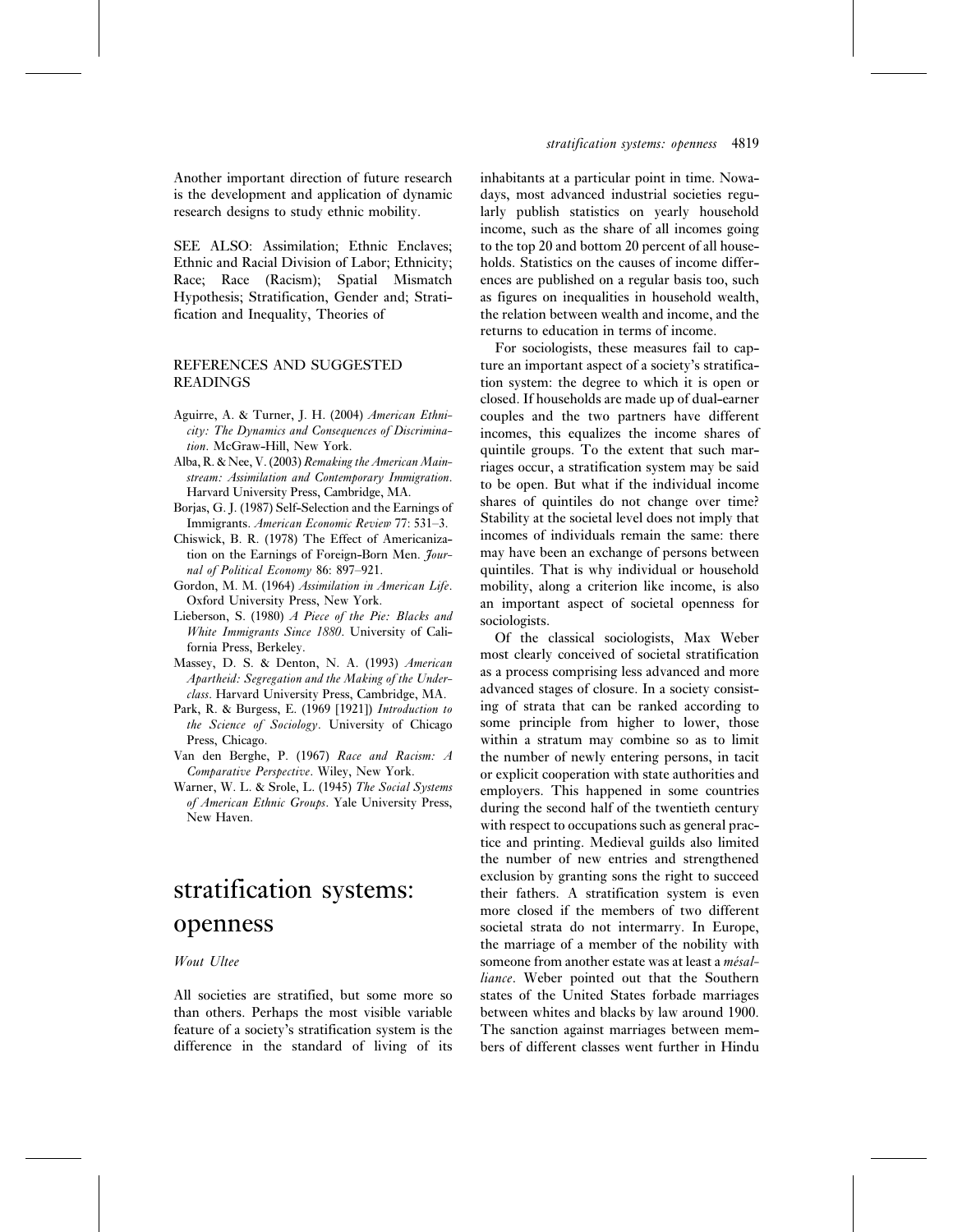Another important direction of future research is the development and application of dynamic research designs to study ethnic mobility.

SEE ALSO: Assimilation; Ethnic Enclaves; Ethnic and Racial Division of Labor; Ethnicity; Race; Race (Racism); Spatial Mismatch Hypothesis; Stratification, Gender and; Stratification and Inequality, Theories of

## REFERENCES AND SUGGESTED READINGS

- Aguirre, A. & Turner, J. H. (2004) *American Ethnicity: The Dynamics and Consequences of Discrimination*. McGraw-Hill, New York.
- Alba, R. & Nee, V. (2003) *Remaking the American Mainstream: Assimilation and Contemporary Immigration*. Harvard University Press, Cambridge, MA.
- Borjas, G. J. (1987) Self-Selection and the Earnings of Immigrants. *American Economic Review* 77: 531–3.
- Chiswick, B. R. (1978) The Effect of Americanization on the Earnings of Foreign-Born Men. *Journal of Political Economy* 86: 897–921.
- Gordon, M. M. (1964) *Assimilation in American Life*. Oxford University Press, New York.
- Lieberson, S. (1980) *A Piece of the Pie: Blacks and White Immigrants Since 1880*. University of California Press, Berkeley.
- Massey, D. S. & Denton, N. A. (1993) *American Apartheid: Segregation and the Making of the Underclass*. Harvard University Press, Cambridge, MA.
- Park, R. & Burgess, E. (1969 [1921]) *Introduction to the Science of Sociology*. University of Chicago Press, Chicago.
- Van den Berghe, P. (1967) *Race and Racism: A Comparative Perspective*. Wiley, New York.
- Warner, W. L. & Srole, L. (1945) *The Social Systems of American Ethnic Groups*. Yale University Press, New Haven.

# stratification systems: openness

*Wout Ultee*

All societies are stratified, but some more so than others. Perhaps the most visible variable feature of a society's stratification system is the difference in the standard of living of its inhabitants at a particular point in time. Nowadays, most advanced industrial societies regularly publish statistics on yearly household income, such as the share of all incomes going to the top 20 and bottom 20 percent of all households. Statistics on the causes of income differences are published on a regular basis too, such as figures on inequalities in household wealth, the relation between wealth and income, and the returns to education in terms of income.

For sociologists, these measures fail to capture an important aspect of a society's stratification system: the degree to which it is open or closed. If households are made up of dual-earner couples and the two partners have different incomes, this equalizes the income shares of quintile groups. To the extent that such marriages occur, a stratification system may be said to be open. But what if the individual income shares of quintiles do not change over time? Stability at the societal level does not imply that incomes of individuals remain the same: there may have been an exchange of persons between quintiles. That is why individual or household mobility, along a criterion like income, is also an important aspect of societal openness for sociologists.

Of the classical sociologists, Max Weber most clearly conceived of societal stratification as a process comprising less advanced and more advanced stages of closure. In a society consisting of strata that can be ranked according to some principle from higher to lower, those within a stratum may combine so as to limit the number of newly entering persons, in tacit or explicit cooperation with state authorities and employers. This happened in some countries during the second half of the twentieth century with respect to occupations such as general practice and printing. Medieval guilds also limited the number of new entries and strengthened exclusion by granting sons the right to succeed their fathers. A stratification system is even more closed if the members of two different societal strata do not intermarry. In Europe, the marriage of a member of the nobility with someone from another estate was at least a *mésalliance*. Weber pointed out that the Southern states of the United States forbade marriages between whites and blacks by law around 1900. The sanction against marriages between members of different classes went further in Hindu